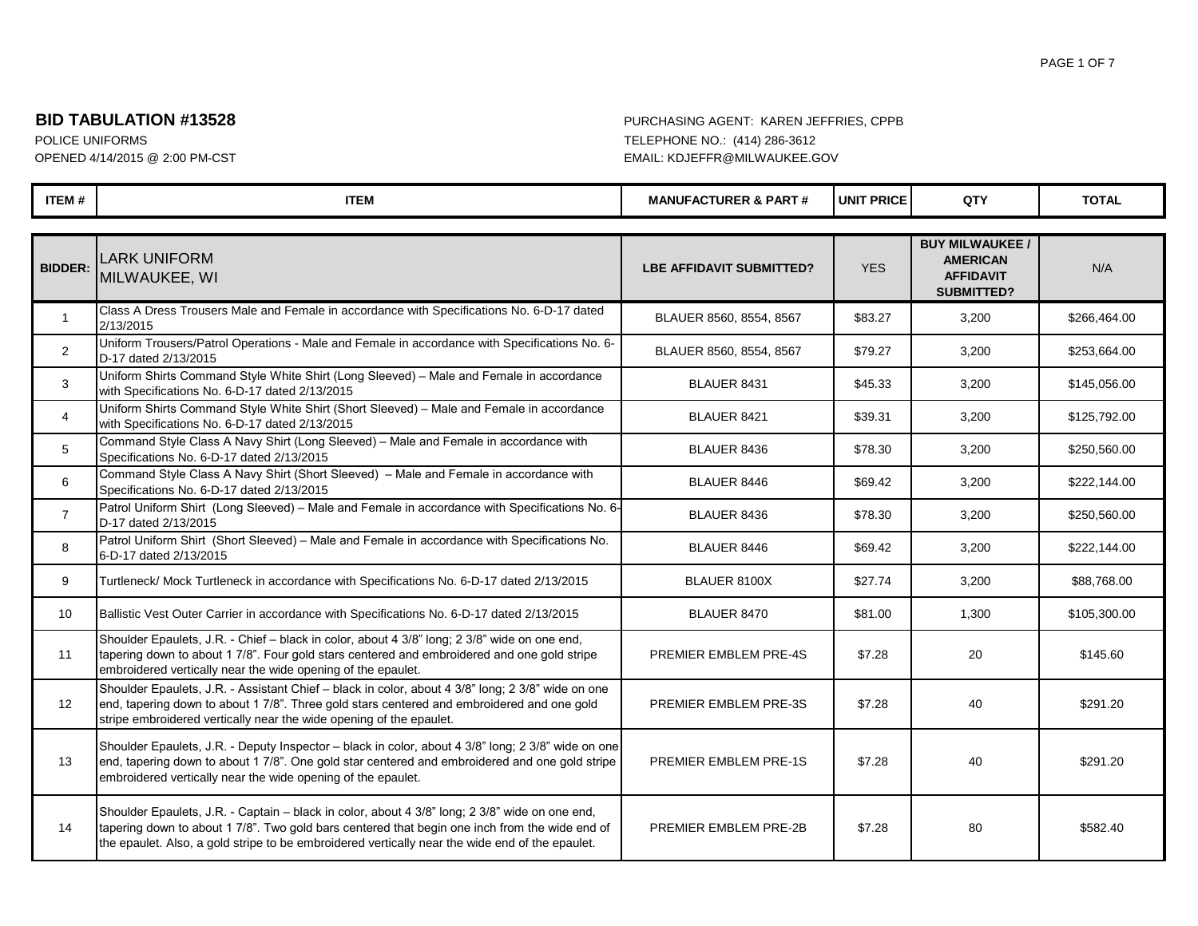## BID TABULATION #13528

POLICE UNIFORMS
OPENED 4/14/2015 @ 2:00 PM-CST

PURCHASING AGENT: KAREN JEFFRIES, CPPB
TELEPHONE NO.: (414) 286-3612
EMAIL: KDJEFFR@MILWAUKEE.GOV

| ITEM # | ITEM | MANUFACTURER & PART # | UNIT PRICE | QTY | TOTAL |
|---|---|---|---|---|---|
| **BIDDER:** | LARK UNIFORM MILWAUKEE, WI | **LBE AFFIDAVIT SUBMITTED?** | YES | **BUY MILWAUKEE / AMERICAN AFFIDAVIT SUBMITTED?** | N/A |
| 1 | Class A Dress Trousers Male and Female in accordance with Specifications No. 6-D-17 dated 2/13/2015 | BLAUER 8560, 8554, 8567 | $83.27 | 3,200 | $266,464.00 |
| 2 | Uniform Trousers/Patrol Operations - Male and Female in accordance with Specifications No. 6-D-17 dated 2/13/2015 | BLAUER 8560, 8554, 8567 | $79.27 | 3,200 | $253,664.00 |
| 3 | Uniform Shirts Command Style White Shirt (Long Sleeved) – Male and Female in accordance with Specifications No. 6-D-17 dated 2/13/2015 | BLAUER 8431 | $45.33 | 3,200 | $145,056.00 |
| 4 | Uniform Shirts Command Style White Shirt (Short Sleeved) – Male and Female in accordance with Specifications No. 6-D-17 dated 2/13/2015 | BLAUER 8421 | $39.31 | 3,200 | $125,792.00 |
| 5 | Command Style Class A Navy Shirt (Long Sleeved) – Male and Female in accordance with Specifications No. 6-D-17 dated 2/13/2015 | BLAUER 8436 | $78.30 | 3,200 | $250,560.00 |
| 6 | Command Style Class A Navy Shirt (Short Sleeved) – Male and Female in accordance with Specifications No. 6-D-17 dated 2/13/2015 | BLAUER 8446 | $69.42 | 3,200 | $222,144.00 |
| 7 | Patrol Uniform Shirt (Long Sleeved) – Male and Female in accordance with Specifications No. 6-D-17 dated 2/13/2015 | BLAUER 8436 | $78.30 | 3,200 | $250,560.00 |
| 8 | Patrol Uniform Shirt (Short Sleeved) – Male and Female in accordance with Specifications No. 6-D-17 dated 2/13/2015 | BLAUER 8446 | $69.42 | 3,200 | $222,144.00 |
| 9 | Turtleneck/ Mock Turtleneck in accordance with Specifications No. 6-D-17 dated 2/13/2015 | BLAUER 8100X | $27.74 | 3,200 | $88,768.00 |
| 10 | Ballistic Vest Outer Carrier in accordance with Specifications No. 6-D-17 dated 2/13/2015 | BLAUER 8470 | $81.00 | 1,300 | $105,300.00 |
| 11 | Shoulder Epaulets, J.R. - Chief – black in color, about 4 3/8" long; 2 3/8" wide on one end, tapering down to about 1 7/8". Four gold stars centered and embroidered and one gold stripe embroidered vertically near the wide opening of the epaulet. | PREMIER EMBLEM PRE-4S | $7.28 | 20 | $145.60 |
| 12 | Shoulder Epaulets, J.R. - Assistant Chief – black in color, about 4 3/8" long; 2 3/8" wide on one end, tapering down to about 1 7/8". Three gold stars centered and embroidered and one gold stripe embroidered vertically near the wide opening of the epaulet. | PREMIER EMBLEM PRE-3S | $7.28 | 40 | $291.20 |
| 13 | Shoulder Epaulets, J.R. - Deputy Inspector – black in color, about 4 3/8" long; 2 3/8" wide on one end, tapering down to about 1 7/8". One gold star centered and embroidered and one gold stripe embroidered vertically near the wide opening of the epaulet. | PREMIER EMBLEM PRE-1S | $7.28 | 40 | $291.20 |
| 14 | Shoulder Epaulets, J.R. - Captain – black in color, about 4 3/8" long; 2 3/8" wide on one end, tapering down to about 1 7/8". Two gold bars centered that begin one inch from the wide end of the epaulet. Also, a gold stripe to be embroidered vertically near the wide end of the epaulet. | PREMIER EMBLEM PRE-2B | $7.28 | 80 | $582.40 |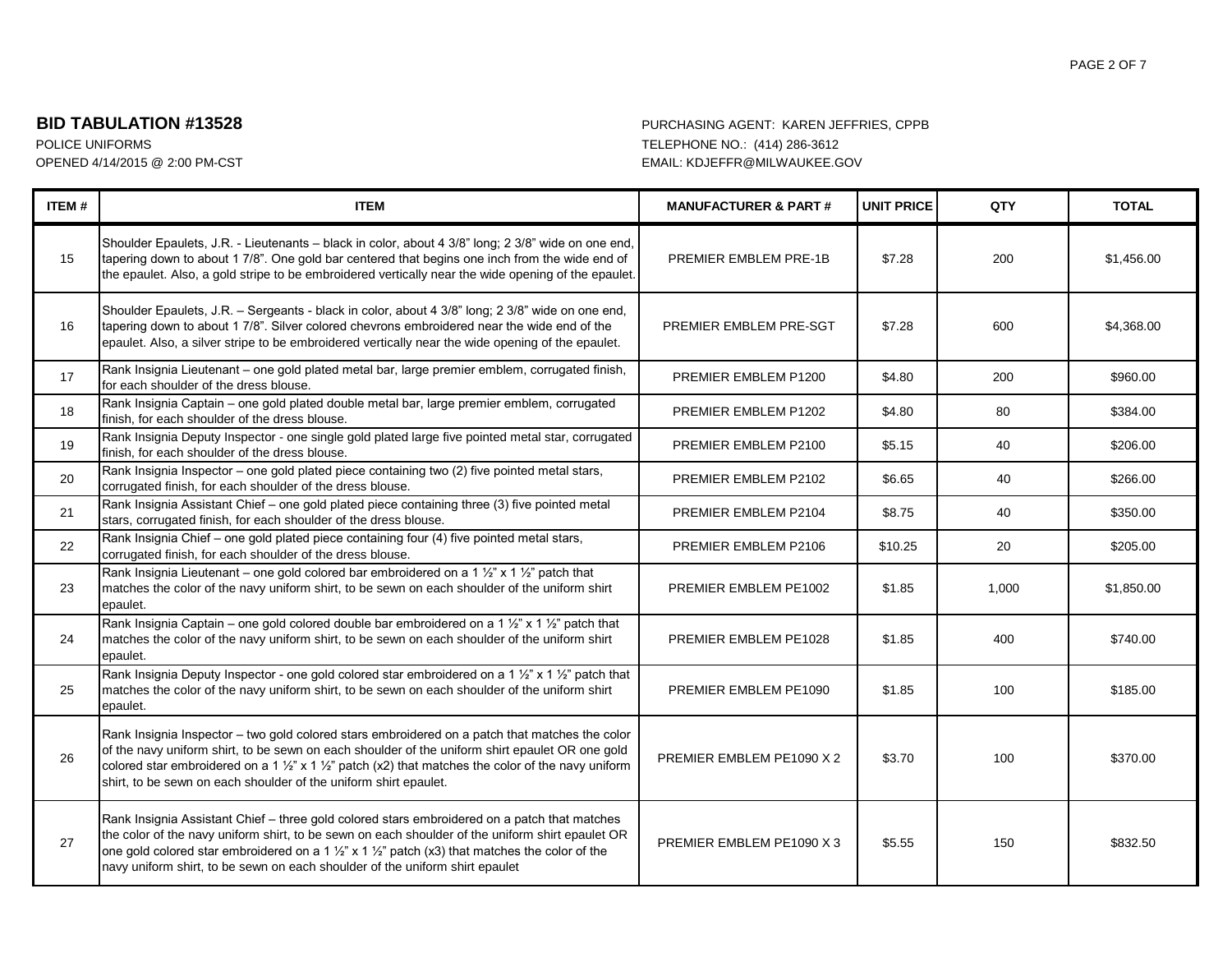## BID TABULATION #13528

POLICE UNIFORMS
OPENED 4/14/2015 @ 2:00 PM-CST

PURCHASING AGENT: KAREN JEFFRIES, CPPB
TELEPHONE NO.: (414) 286-3612
EMAIL: KDJEFFR@MILWAUKEE.GOV

| ITEM # | ITEM | MANUFACTURER & PART # | UNIT PRICE | QTY | TOTAL |
|---|---|---|---|---|---|
| 15 | Shoulder Epaulets, J.R. - Lieutenants – black in color, about 4 3/8" long; 2 3/8" wide on one end, tapering down to about 1 7/8". One gold bar centered that begins one inch from the wide end of the epaulet. Also, a gold stripe to be embroidered vertically near the wide opening of the epaulet. | PREMIER EMBLEM PRE-1B | $7.28 | 200 | $1,456.00 |
| 16 | Shoulder Epaulets, J.R. – Sergeants - black in color, about 4 3/8" long; 2 3/8" wide on one end, tapering down to about 1 7/8". Silver colored chevrons embroidered near the wide end of the epaulet. Also, a silver stripe to be embroidered vertically near the wide opening of the epaulet. | PREMIER EMBLEM PRE-SGT | $7.28 | 600 | $4,368.00 |
| 17 | Rank Insignia Lieutenant – one gold plated metal bar, large premier emblem, corrugated finish, for each shoulder of the dress blouse. | PREMIER EMBLEM P1200 | $4.80 | 200 | $960.00 |
| 18 | Rank Insignia Captain – one gold plated double metal bar, large premier emblem, corrugated finish, for each shoulder of the dress blouse. | PREMIER EMBLEM P1202 | $4.80 | 80 | $384.00 |
| 19 | Rank Insignia Deputy Inspector - one single gold plated large five pointed metal star, corrugated finish, for each shoulder of the dress blouse. | PREMIER EMBLEM P2100 | $5.15 | 40 | $206.00 |
| 20 | Rank Insignia Inspector – one gold plated piece containing two (2) five pointed metal stars, corrugated finish, for each shoulder of the dress blouse. | PREMIER EMBLEM P2102 | $6.65 | 40 | $266.00 |
| 21 | Rank Insignia Assistant Chief – one gold plated piece containing three (3) five pointed metal stars, corrugated finish, for each shoulder of the dress blouse. | PREMIER EMBLEM P2104 | $8.75 | 40 | $350.00 |
| 22 | Rank Insignia Chief – one gold plated piece containing four (4) five pointed metal stars, corrugated finish, for each shoulder of the dress blouse. | PREMIER EMBLEM P2106 | $10.25 | 20 | $205.00 |
| 23 | Rank Insignia Lieutenant – one gold colored bar embroidered on a 1 ½" x 1 ½" patch that matches the color of the navy uniform shirt, to be sewn on each shoulder of the uniform shirt epaulet. | PREMIER EMBLEM PE1002 | $1.85 | 1,000 | $1,850.00 |
| 24 | Rank Insignia Captain – one gold colored double bar embroidered on a 1 ½" x 1 ½" patch that matches the color of the navy uniform shirt, to be sewn on each shoulder of the uniform shirt epaulet. | PREMIER EMBLEM PE1028 | $1.85 | 400 | $740.00 |
| 25 | Rank Insignia Deputy Inspector - one gold colored star embroidered on a 1 ½" x 1 ½" patch that matches the color of the navy uniform shirt, to be sewn on each shoulder of the uniform shirt epaulet. | PREMIER EMBLEM PE1090 | $1.85 | 100 | $185.00 |
| 26 | Rank Insignia Inspector – two gold colored stars embroidered on a patch that matches the color of the navy uniform shirt, to be sewn on each shoulder of the uniform shirt epaulet OR one gold colored star embroidered on a 1 ½" x 1 ½" patch (x2) that matches the color of the navy uniform shirt, to be sewn on each shoulder of the uniform shirt epaulet. | PREMIER EMBLEM PE1090 X 2 | $3.70 | 100 | $370.00 |
| 27 | Rank Insignia Assistant Chief – three gold colored stars embroidered on a patch that matches the color of the navy uniform shirt, to be sewn on each shoulder of the uniform shirt epaulet OR one gold colored star embroidered on a 1 ½" x 1 ½" patch (x3) that matches the color of the navy uniform shirt, to be sewn on each shoulder of the uniform shirt epaulet | PREMIER EMBLEM PE1090 X 3 | $5.55 | 150 | $832.50 |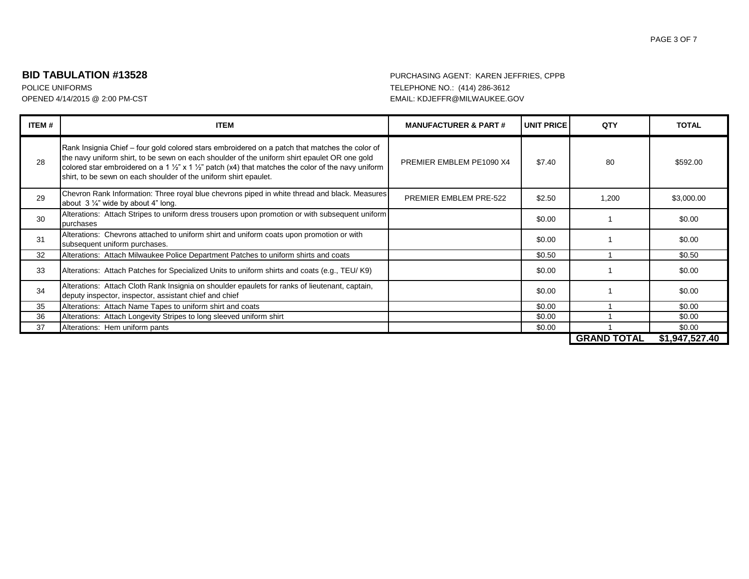## BID TABULATION #13528

POLICE UNIFORMS
OPENED 4/14/2015 @ 2:00 PM-CST

PURCHASING AGENT: KAREN JEFFRIES, CPPB
TELEPHONE NO.: (414) 286-3612
EMAIL: KDJEFFR@MILWAUKEE.GOV

| ITEM # | ITEM | MANUFACTURER & PART # | UNIT PRICE | QTY | TOTAL |
|---|---|---|---|---|---|
| 28 | Rank Insignia Chief – four gold colored stars embroidered on a patch that matches the color of the navy uniform shirt, to be sewn on each shoulder of the uniform shirt epaulet OR one gold colored star embroidered on a 1 ½" x 1 ½" patch (x4) that matches the color of the navy uniform shirt, to be sewn on each shoulder of the uniform shirt epaulet. | PREMIER EMBLEM PE1090 X4 | $7.40 | 80 | $592.00 |
| 29 | Chevron Rank Information: Three royal blue chevrons piped in white thread and black. Measures about 3 ¼" wide by about 4" long. | PREMIER EMBLEM PRE-522 | $2.50 | 1,200 | $3,000.00 |
| 30 | Alterations: Attach Stripes to uniform dress trousers upon promotion or with subsequent uniform purchases | | $0.00 | 1 | $0.00 |
| 31 | Alterations: Chevrons attached to uniform shirt and uniform coats upon promotion or with subsequent uniform purchases. | | $0.00 | 1 | $0.00 |
| 32 | Alterations: Attach Milwaukee Police Department Patches to uniform shirts and coats | | $0.50 | 1 | $0.50 |
| 33 | Alterations: Attach Patches for Specialized Units to uniform shirts and coats (e.g., TEU/ K9) | | $0.00 | 1 | $0.00 |
| 34 | Alterations: Attach Cloth Rank Insignia on shoulder epaulets for ranks of lieutenant, captain, deputy inspector, inspector, assistant chief and chief | | $0.00 | 1 | $0.00 |
| 35 | Alterations: Attach Name Tapes to uniform shirt and coats | | $0.00 | 1 | $0.00 |
| 36 | Alterations: Attach Longevity Stripes to long sleeved uniform shirt | | $0.00 | 1 | $0.00 |
| 37 | Alterations: Hem uniform pants | | $0.00 | 1 | $0.00 |
| | | | | **GRAND TOTAL** | **$1,947,527.40** |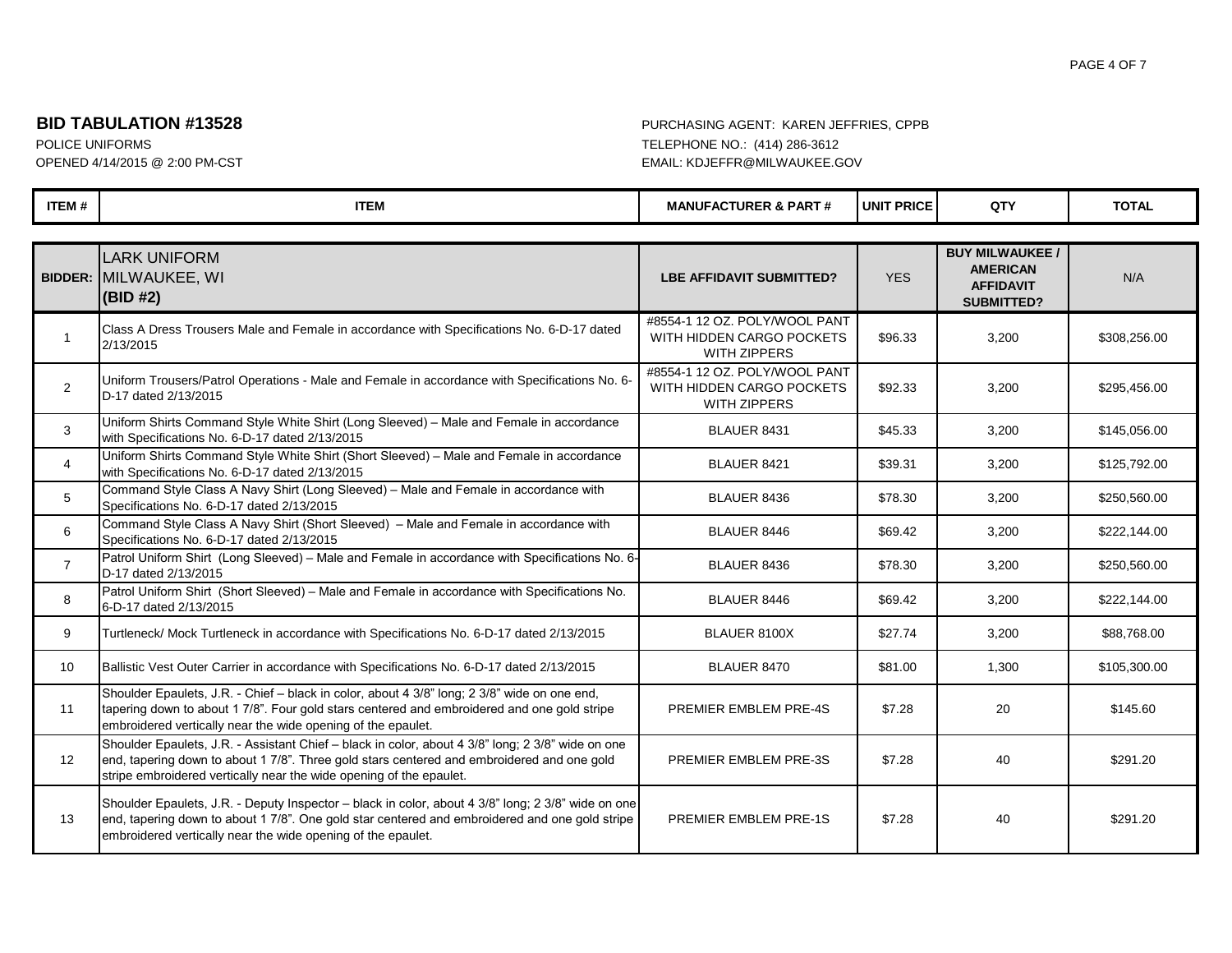**BID TABULATION #13528**
POLICE UNIFORMS
OPENED 4/14/2015 @ 2:00 PM-CST

PURCHASING AGENT: KAREN JEFFRIES, CPPB
TELEPHONE NO.: (414) 286-3612
EMAIL: KDJEFFR@MILWAUKEE.GOV

| ITEM # | ITEM | MANUFACTURER & PART # | UNIT PRICE | QTY | TOTAL |
|---|---|---|---|---|---|
| **BIDDER:** | LARK UNIFORM<br>MILWAUKEE, WI<br>**(BID #2)** | **LBE AFFIDAVIT SUBMITTED?** | YES | **BUY MILWAUKEE / AMERICAN AFFIDAVIT SUBMITTED?** | N/A |
| 1 | Class A Dress Trousers Male and Female in accordance with Specifications No. 6-D-17 dated 2/13/2015 | #8554-1 12 OZ. POLY/WOOL PANT WITH HIDDEN CARGO POCKETS WITH ZIPPERS | $96.33 | 3,200 | $308,256.00 |
| 2 | Uniform Trousers/Patrol Operations - Male and Female in accordance with Specifications No. 6-D-17 dated 2/13/2015 | #8554-1 12 OZ. POLY/WOOL PANT WITH HIDDEN CARGO POCKETS WITH ZIPPERS | $92.33 | 3,200 | $295,456.00 |
| 3 | Uniform Shirts Command Style White Shirt (Long Sleeved) – Male and Female in accordance with Specifications No. 6-D-17 dated 2/13/2015 | BLAUER 8431 | $45.33 | 3,200 | $145,056.00 |
| 4 | Uniform Shirts Command Style White Shirt (Short Sleeved) – Male and Female in accordance with Specifications No. 6-D-17 dated 2/13/2015 | BLAUER 8421 | $39.31 | 3,200 | $125,792.00 |
| 5 | Command Style Class A Navy Shirt (Long Sleeved) – Male and Female in accordance with Specifications No. 6-D-17 dated 2/13/2015 | BLAUER 8436 | $78.30 | 3,200 | $250,560.00 |
| 6 | Command Style Class A Navy Shirt (Short Sleeved) – Male and Female in accordance with Specifications No. 6-D-17 dated 2/13/2015 | BLAUER 8446 | $69.42 | 3,200 | $222,144.00 |
| 7 | Patrol Uniform Shirt (Long Sleeved) – Male and Female in accordance with Specifications No. 6-D-17 dated 2/13/2015 | BLAUER 8436 | $78.30 | 3,200 | $250,560.00 |
| 8 | Patrol Uniform Shirt (Short Sleeved) – Male and Female in accordance with Specifications No. 6-D-17 dated 2/13/2015 | BLAUER 8446 | $69.42 | 3,200 | $222,144.00 |
| 9 | Turtleneck/ Mock Turtleneck in accordance with Specifications No. 6-D-17 dated 2/13/2015 | BLAUER 8100X | $27.74 | 3,200 | $88,768.00 |
| 10 | Ballistic Vest Outer Carrier in accordance with Specifications No. 6-D-17 dated 2/13/2015 | BLAUER 8470 | $81.00 | 1,300 | $105,300.00 |
| 11 | Shoulder Epaulets, J.R. - Chief – black in color, about 4 3/8" long; 2 3/8" wide on one end, tapering down to about 1 7/8". Four gold stars centered and embroidered and one gold stripe embroidered vertically near the wide opening of the epaulet. | PREMIER EMBLEM PRE-4S | $7.28 | 20 | $145.60 |
| 12 | Shoulder Epaulets, J.R. - Assistant Chief – black in color, about 4 3/8" long; 2 3/8" wide on one end, tapering down to about 1 7/8". Three gold stars centered and embroidered and one gold stripe embroidered vertically near the wide opening of the epaulet. | PREMIER EMBLEM PRE-3S | $7.28 | 40 | $291.20 |
| 13 | Shoulder Epaulets, J.R. - Deputy Inspector – black in color, about 4 3/8" long; 2 3/8" wide on one end, tapering down to about 1 7/8". One gold star centered and embroidered and one gold stripe embroidered vertically near the wide opening of the epaulet. | PREMIER EMBLEM PRE-1S | $7.28 | 40 | $291.20 |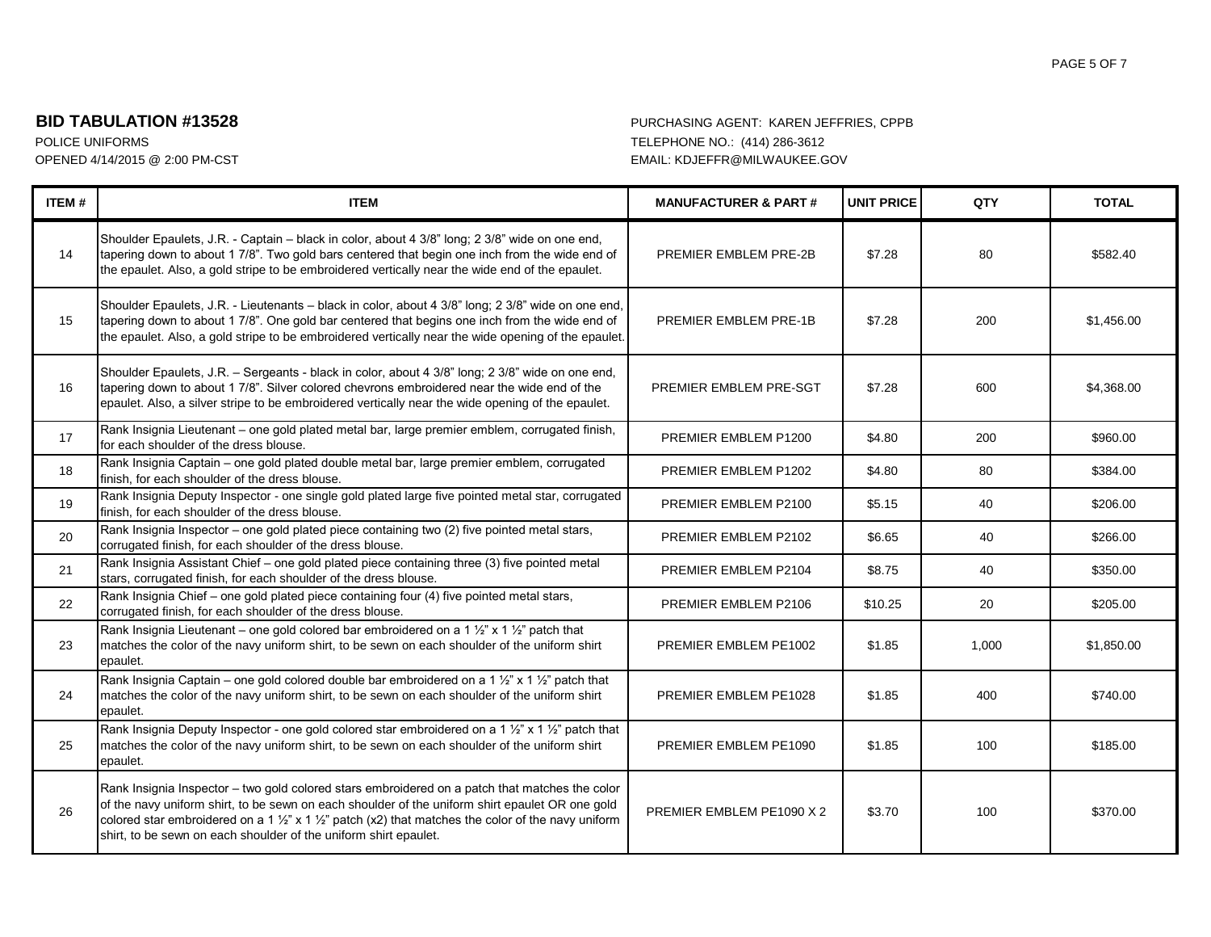**BID TABULATION #13528**

POLICE UNIFORMS
OPENED 4/14/2015 @ 2:00 PM-CST

PURCHASING AGENT: KAREN JEFFRIES, CPPB
TELEPHONE NO.: (414) 286-3612
EMAIL: KDJEFFR@MILWAUKEE.GOV

| ITEM # | ITEM | MANUFACTURER & PART # | UNIT PRICE | QTY | TOTAL |
|---|---|---|---|---|---|
| 14 | Shoulder Epaulets, J.R. - Captain – black in color, about 4 3/8" long; 2 3/8" wide on one end, tapering down to about 1 7/8". Two gold bars centered that begin one inch from the wide end of the epaulet. Also, a gold stripe to be embroidered vertically near the wide end of the epaulet. | PREMIER EMBLEM PRE-2B | $7.28 | 80 | $582.40 |
| 15 | Shoulder Epaulets, J.R. - Lieutenants – black in color, about 4 3/8" long; 2 3/8" wide on one end, tapering down to about 1 7/8". One gold bar centered that begins one inch from the wide end of the epaulet. Also, a gold stripe to be embroidered vertically near the wide opening of the epaulet. | PREMIER EMBLEM PRE-1B | $7.28 | 200 | $1,456.00 |
| 16 | Shoulder Epaulets, J.R. – Sergeants - black in color, about 4 3/8" long; 2 3/8" wide on one end, tapering down to about 1 7/8". Silver colored chevrons embroidered near the wide end of the epaulet. Also, a silver stripe to be embroidered vertically near the wide opening of the epaulet. | PREMIER EMBLEM PRE-SGT | $7.28 | 600 | $4,368.00 |
| 17 | Rank Insignia Lieutenant – one gold plated metal bar, large premier emblem, corrugated finish, for each shoulder of the dress blouse. | PREMIER EMBLEM P1200 | $4.80 | 200 | $960.00 |
| 18 | Rank Insignia Captain – one gold plated double metal bar, large premier emblem, corrugated finish, for each shoulder of the dress blouse. | PREMIER EMBLEM P1202 | $4.80 | 80 | $384.00 |
| 19 | Rank Insignia Deputy Inspector - one single gold plated large five pointed metal star, corrugated finish, for each shoulder of the dress blouse. | PREMIER EMBLEM P2100 | $5.15 | 40 | $206.00 |
| 20 | Rank Insignia Inspector – one gold plated piece containing two (2) five pointed metal stars, corrugated finish, for each shoulder of the dress blouse. | PREMIER EMBLEM P2102 | $6.65 | 40 | $266.00 |
| 21 | Rank Insignia Assistant Chief – one gold plated piece containing three (3) five pointed metal stars, corrugated finish, for each shoulder of the dress blouse. | PREMIER EMBLEM P2104 | $8.75 | 40 | $350.00 |
| 22 | Rank Insignia Chief – one gold plated piece containing four (4) five pointed metal stars, corrugated finish, for each shoulder of the dress blouse. | PREMIER EMBLEM P2106 | $10.25 | 20 | $205.00 |
| 23 | Rank Insignia Lieutenant – one gold colored bar embroidered on a 1 ½" x 1 ½" patch that matches the color of the navy uniform shirt, to be sewn on each shoulder of the uniform shirt epaulet. | PREMIER EMBLEM PE1002 | $1.85 | 1,000 | $1,850.00 |
| 24 | Rank Insignia Captain – one gold colored double bar embroidered on a 1 ½" x 1 ½" patch that matches the color of the navy uniform shirt, to be sewn on each shoulder of the uniform shirt epaulet. | PREMIER EMBLEM PE1028 | $1.85 | 400 | $740.00 |
| 25 | Rank Insignia Deputy Inspector - one gold colored star embroidered on a 1 ½" x 1 ½" patch that matches the color of the navy uniform shirt, to be sewn on each shoulder of the uniform shirt epaulet. | PREMIER EMBLEM PE1090 | $1.85 | 100 | $185.00 |
| 26 | Rank Insignia Inspector – two gold colored stars embroidered on a patch that matches the color of the navy uniform shirt, to be sewn on each shoulder of the uniform shirt epaulet OR one gold colored star embroidered on a 1 ½" x 1 ½" patch (x2) that matches the color of the navy uniform shirt, to be sewn on each shoulder of the uniform shirt epaulet. | PREMIER EMBLEM PE1090 X 2 | $3.70 | 100 | $370.00 |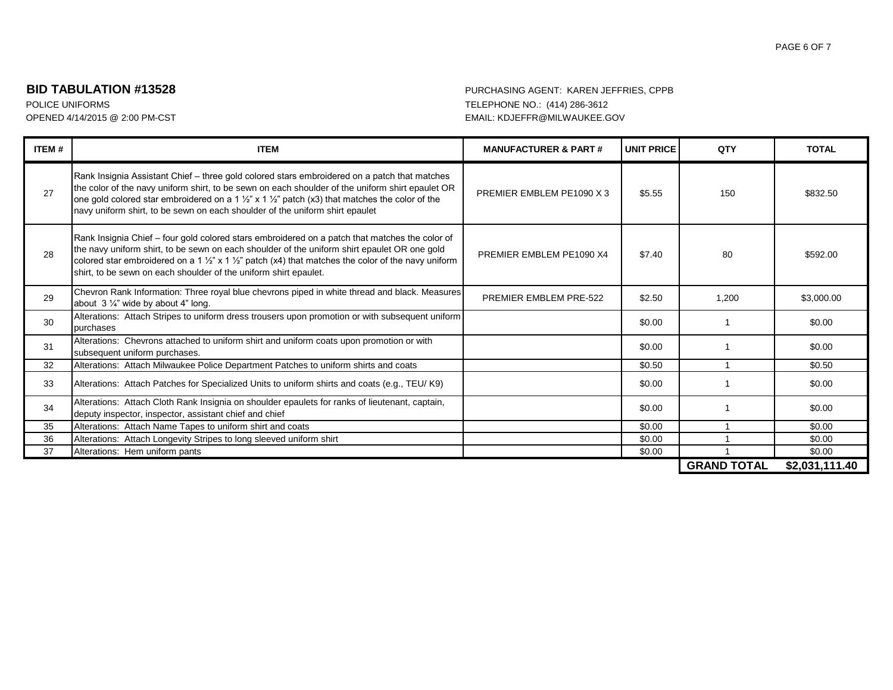**BID TABULATION #13528**

POLICE UNIFORMS
OPENED 4/14/2015 @ 2:00 PM-CST

PURCHASING AGENT: KAREN JEFFRIES, CPPB
TELEPHONE NO.: (414) 286-3612
EMAIL: KDJEFFR@MILWAUKEE.GOV

| ITEM # | ITEM | MANUFACTURER & PART # | UNIT PRICE | QTY | TOTAL |
|---|---|---|---|---|---|
| 27 | Rank Insignia Assistant Chief – three gold colored stars embroidered on a patch that matches the color of the navy uniform shirt, to be sewn on each shoulder of the uniform shirt epaulet OR one gold colored star embroidered on a 1 ½" x 1 ½" patch (x3) that matches the color of the navy uniform shirt, to be sewn on each shoulder of the uniform shirt epaulet | PREMIER EMBLEM PE1090 X 3 | $5.55 | 150 | $832.50 |
| 28 | Rank Insignia Chief – four gold colored stars embroidered on a patch that matches the color of the navy uniform shirt, to be sewn on each shoulder of the uniform shirt epaulet OR one gold colored star embroidered on a 1 ½" x 1 ½" patch (x4) that matches the color of the navy uniform shirt, to be sewn on each shoulder of the uniform shirt epaulet. | PREMIER EMBLEM PE1090 X4 | $7.40 | 80 | $592.00 |
| 29 | Chevron Rank Information: Three royal blue chevrons piped in white thread and black. Measures about 3 ¼" wide by about 4" long. | PREMIER EMBLEM PRE-522 | $2.50 | 1,200 | $3,000.00 |
| 30 | Alterations: Attach Stripes to uniform dress trousers upon promotion or with subsequent uniform purchases | | $0.00 | 1 | $0.00 |
| 31 | Alterations: Chevrons attached to uniform shirt and uniform coats upon promotion or with subsequent uniform purchases. | | $0.00 | 1 | $0.00 |
| 32 | Alterations: Attach Milwaukee Police Department Patches to uniform shirts and coats | | $0.50 | 1 | $0.50 |
| 33 | Alterations: Attach Patches for Specialized Units to uniform shirts and coats (e.g., TEU/ K9) | | $0.00 | 1 | $0.00 |
| 34 | Alterations: Attach Cloth Rank Insignia on shoulder epaulets for ranks of lieutenant, captain, deputy inspector, inspector, assistant chief and chief | | $0.00 | 1 | $0.00 |
| 35 | Alterations: Attach Name Tapes to uniform shirt and coats | | $0.00 | 1 | $0.00 |
| 36 | Alterations: Attach Longevity Stripes to long sleeved uniform shirt | | $0.00 | 1 | $0.00 |
| 37 | Alterations: Hem uniform pants | | $0.00 | 1 | $0.00 |
| | | | | **GRAND TOTAL** | **$2,031,111.40** |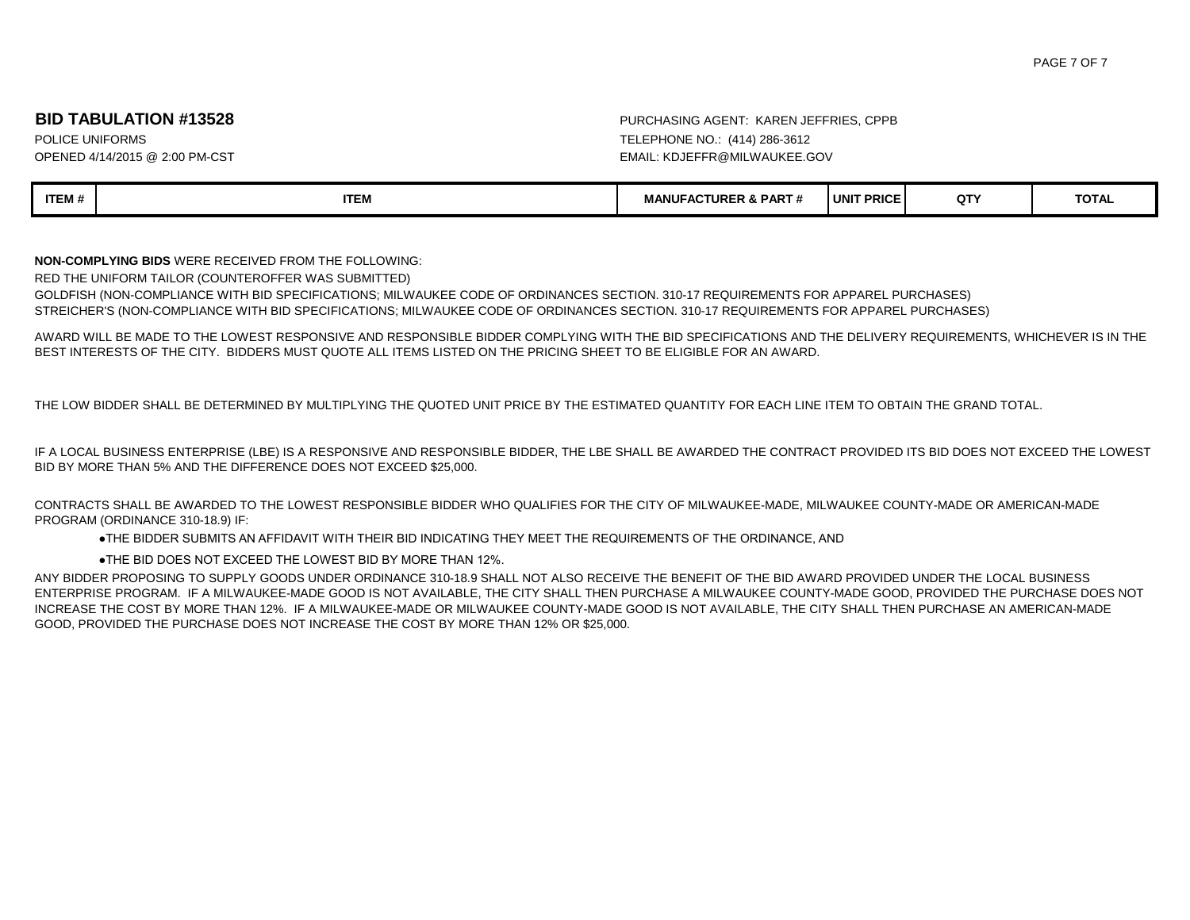## BID TABULATION #13528

POLICE UNIFORMS
OPENED 4/14/2015 @ 2:00 PM-CST

PURCHASING AGENT: KAREN JEFFRIES, CPPB
TELEPHONE NO.: (414) 286-3612
EMAIL: KDJEFFR@MILWAUKEE.GOV

| ITEM # | ITEM | MANUFACTURER & PART # | UNIT PRICE | QTY | TOTAL |
|---|---|---|---|---|---|

**NON-COMPLYING BIDS** WERE RECEIVED FROM THE FOLLOWING:

RED THE UNIFORM TAILOR (COUNTEROFFER WAS SUBMITTED)

GOLDFISH (NON-COMPLIANCE WITH BID SPECIFICATIONS; MILWAUKEE CODE OF ORDINANCES SECTION. 310-17 REQUIREMENTS FOR APPAREL PURCHASES)

STREICHER'S (NON-COMPLIANCE WITH BID SPECIFICATIONS; MILWAUKEE CODE OF ORDINANCES SECTION. 310-17 REQUIREMENTS FOR APPAREL PURCHASES)

AWARD WILL BE MADE TO THE LOWEST RESPONSIVE AND RESPONSIBLE BIDDER COMPLYING WITH THE BID SPECIFICATIONS AND THE DELIVERY REQUIREMENTS, WHICHEVER IS IN THE BEST INTERESTS OF THE CITY. BIDDERS MUST QUOTE ALL ITEMS LISTED ON THE PRICING SHEET TO BE ELIGIBLE FOR AN AWARD.

THE LOW BIDDER SHALL BE DETERMINED BY MULTIPLYING THE QUOTED UNIT PRICE BY THE ESTIMATED QUANTITY FOR EACH LINE ITEM TO OBTAIN THE GRAND TOTAL.

IF A LOCAL BUSINESS ENTERPRISE (LBE) IS A RESPONSIVE AND RESPONSIBLE BIDDER, THE LBE SHALL BE AWARDED THE CONTRACT PROVIDED ITS BID DOES NOT EXCEED THE LOWEST BID BY MORE THAN 5% AND THE DIFFERENCE DOES NOT EXCEED $25,000.

CONTRACTS SHALL BE AWARDED TO THE LOWEST RESPONSIBLE BIDDER WHO QUALIFIES FOR THE CITY OF MILWAUKEE-MADE, MILWAUKEE COUNTY-MADE OR AMERICAN-MADE PROGRAM (ORDINANCE 310-18.9) IF:

- THE BIDDER SUBMITS AN AFFIDAVIT WITH THEIR BID INDICATING THEY MEET THE REQUIREMENTS OF THE ORDINANCE, AND
- THE BID DOES NOT EXCEED THE LOWEST BID BY MORE THAN 12%.

ANY BIDDER PROPOSING TO SUPPLY GOODS UNDER ORDINANCE 310-18.9 SHALL NOT ALSO RECEIVE THE BENEFIT OF THE BID AWARD PROVIDED UNDER THE LOCAL BUSINESS ENTERPRISE PROGRAM. IF A MILWAUKEE-MADE GOOD IS NOT AVAILABLE, THE CITY SHALL THEN PURCHASE A MILWAUKEE COUNTY-MADE GOOD, PROVIDED THE PURCHASE DOES NOT INCREASE THE COST BY MORE THAN 12%. IF A MILWAUKEE-MADE OR MILWAUKEE COUNTY-MADE GOOD IS NOT AVAILABLE, THE CITY SHALL THEN PURCHASE AN AMERICAN-MADE GOOD, PROVIDED THE PURCHASE DOES NOT INCREASE THE COST BY MORE THAN 12% OR $25,000.